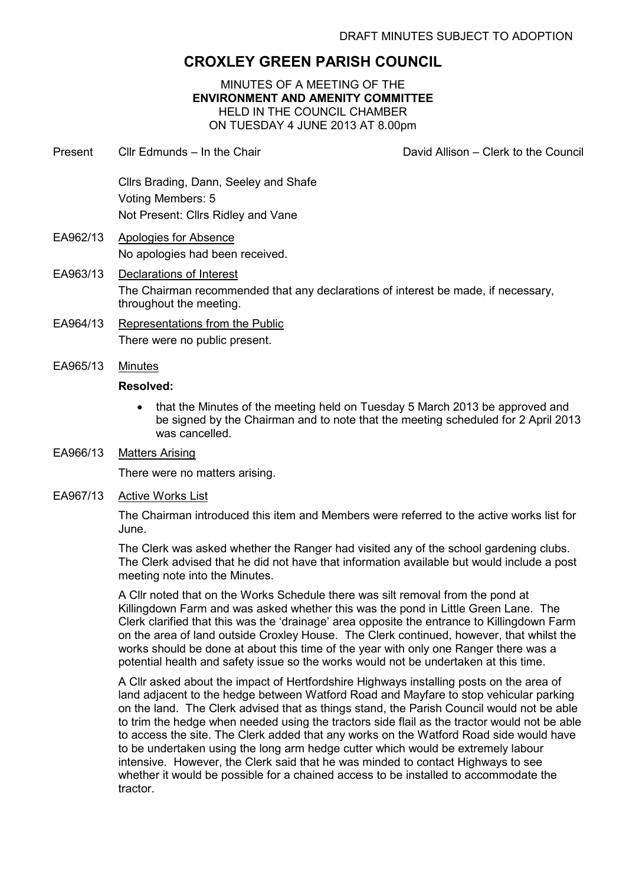DRAFT MINUTES SUBJECT TO ADOPTION

# CROXLEY GREEN PARISH COUNCIL

MINUTES OF A MEETING OF THE
**ENVIRONMENT AND AMENITY COMMITTEE**
HELD IN THE COUNCIL CHAMBER
ON TUESDAY 4 JUNE 2013 AT 8.00pm

Present Cllr Edmunds – In the Chair David Allison – Clerk to the Council

Cllrs Brading, Dann, Seeley and Shafe
Voting Members: 5
Not Present: Cllrs Ridley and Vane

EA962/13 Apologies for Absence

No apologies had been received.

EA963/13 Declarations of Interest

The Chairman recommended that any declarations of interest be made, if necessary, throughout the meeting.

EA964/13 Representations from the Public

There were no public present.

EA965/13 Minutes

**Resolved:**

- that the Minutes of the meeting held on Tuesday 5 March 2013 be approved and be signed by the Chairman and to note that the meeting scheduled for 2 April 2013 was cancelled.

EA966/13 Matters Arising

There were no matters arising.

EA967/13 Active Works List

The Chairman introduced this item and Members were referred to the active works list for June.

The Clerk was asked whether the Ranger had visited any of the school gardening clubs. The Clerk advised that he did not have that information available but would include a post meeting note into the Minutes.

A Cllr noted that on the Works Schedule there was silt removal from the pond at Killingdown Farm and was asked whether this was the pond in Little Green Lane. The Clerk clarified that this was the 'drainage' area opposite the entrance to Killingdown Farm on the area of land outside Croxley House. The Clerk continued, however, that whilst the works should be done at about this time of the year with only one Ranger there was a potential health and safety issue so the works would not be undertaken at this time.

A Cllr asked about the impact of Hertfordshire Highways installing posts on the area of land adjacent to the hedge between Watford Road and Mayfare to stop vehicular parking on the land. The Clerk advised that as things stand, the Parish Council would not be able to trim the hedge when needed using the tractors side flail as the tractor would not be able to access the site. The Clerk added that any works on the Watford Road side would have to be undertaken using the long arm hedge cutter which would be extremely labour intensive. However, the Clerk said that he was minded to contact Highways to see whether it would be possible for a chained access to be installed to accommodate the tractor.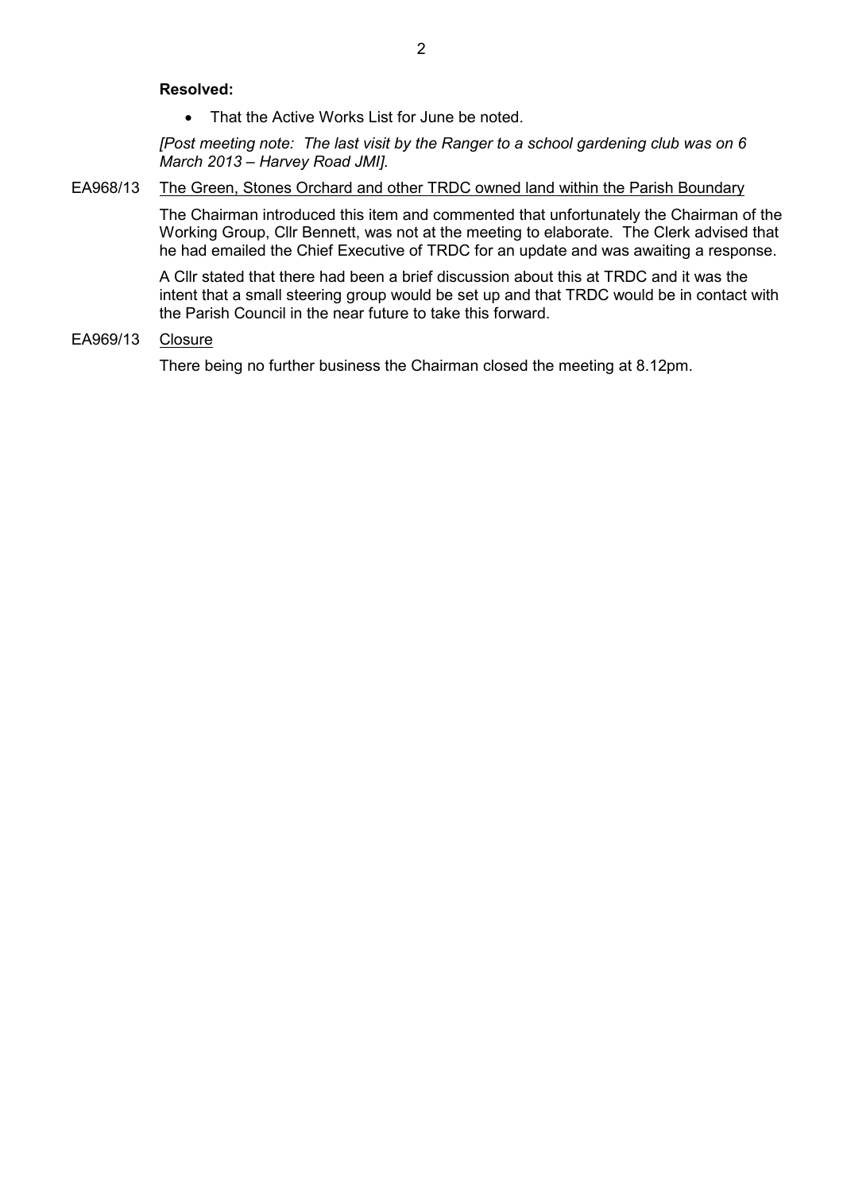**Resolved:**

- That the Active Works List for June be noted.

*[Post meeting note: The last visit by the Ranger to a school gardening club was on 6 March 2013 – Harvey Road JMI].*

EA968/13 The Green, Stones Orchard and other TRDC owned land within the Parish Boundary

The Chairman introduced this item and commented that unfortunately the Chairman of the Working Group, Cllr Bennett, was not at the meeting to elaborate. The Clerk advised that he had emailed the Chief Executive of TRDC for an update and was awaiting a response.

A Cllr stated that there had been a brief discussion about this at TRDC and it was the intent that a small steering group would be set up and that TRDC would be in contact with the Parish Council in the near future to take this forward.

EA969/13 Closure

There being no further business the Chairman closed the meeting at 8.12pm.